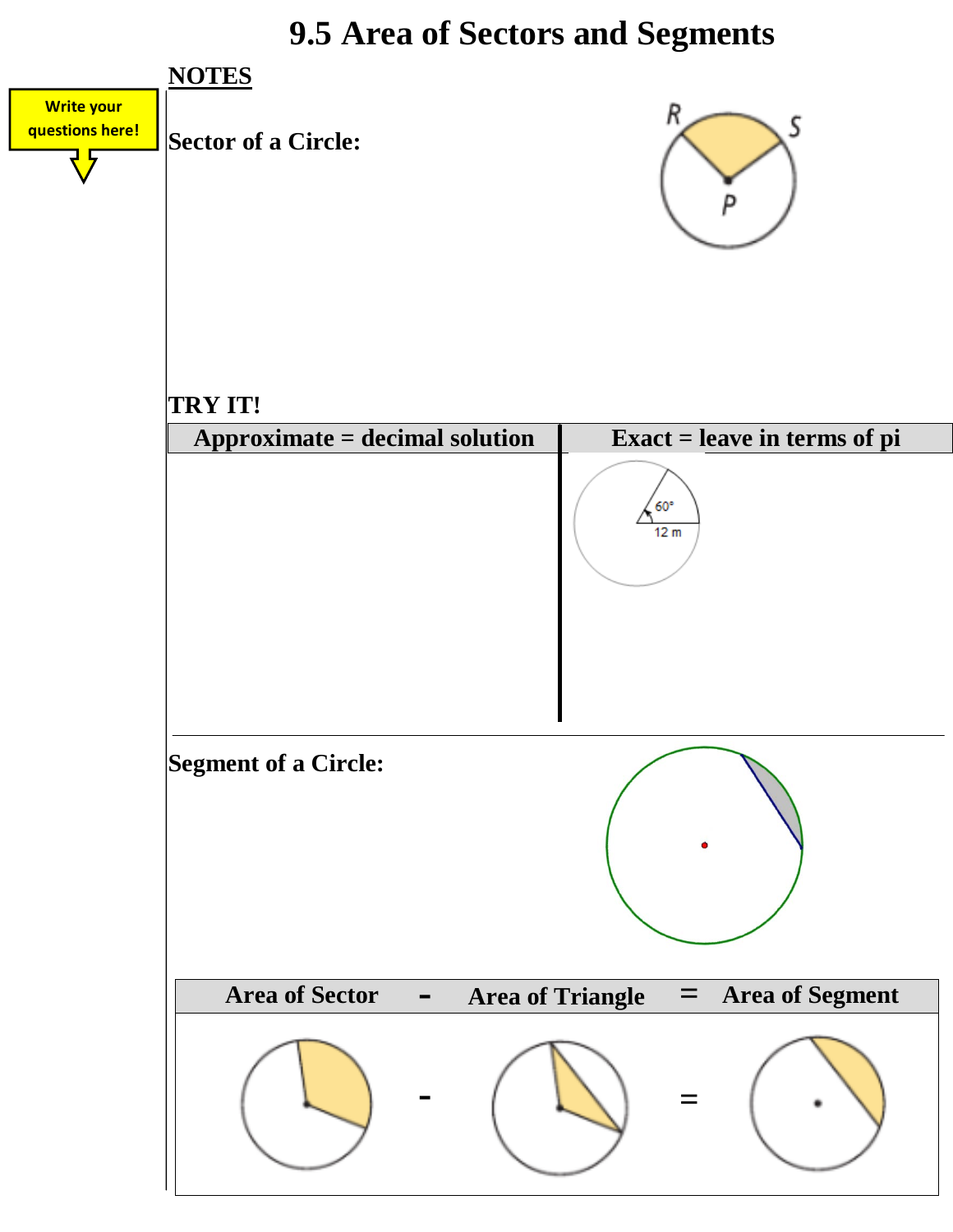# 9.5 Area of Sectors and Segments

**NOTES**

Write your questions here!

**Sector of a Circle:**

R S P

**TRY IT!**

| Approximate = decimal solution | Exact = leave in terms of pi |
|---|---|
| | 60° 12 m |

**Segment of a Circle:**

| Area of Sector | - | Area of Triangle | = | Area of Segment |
|---|---|---|---|---|
| | - | | = | |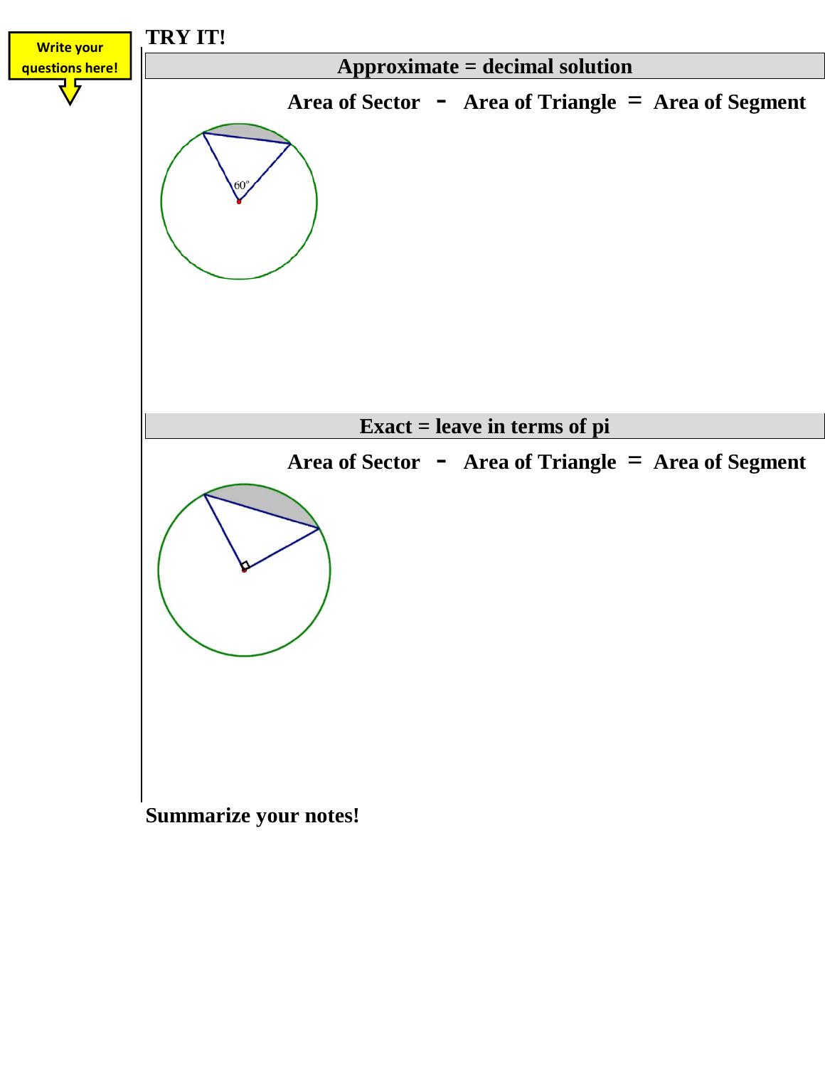**Write your questions here!**

## TRY IT!

### Approximate = decimal solution

**Area of Sector - Area of Triangle = Area of Segment**

60°

### Exact = leave in terms of pi

**Area of Sector - Area of Triangle = Area of Segment**

**Summarize your notes!**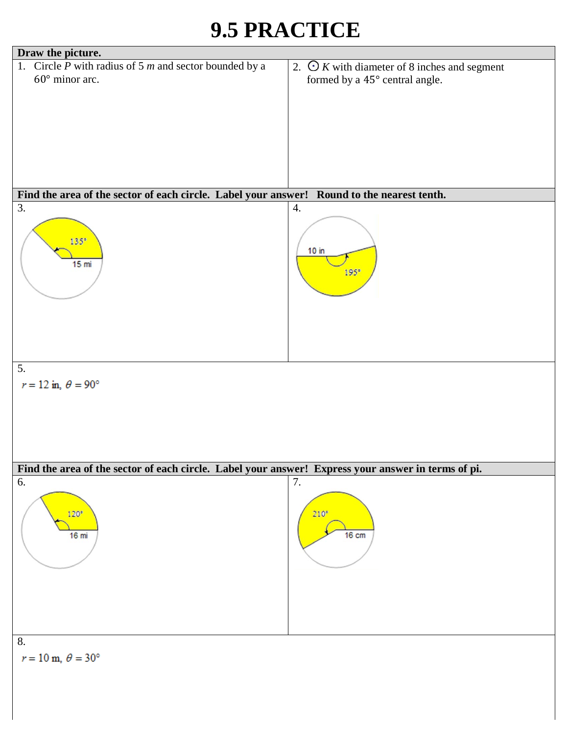# 9.5 PRACTICE

**Draw the picture.**

1. Circle $P$ with radius of 5 $m$ and sector bounded by a $60°$ minor arc.

2. $\odot K$ with diameter of 8 inches and segment formed by a $45°$ central angle.

**Find the area of the sector of each circle. Label your answer! Round to the nearest tenth.**

3. 135°, 15 mi

4. 10 in, 195°

5. $r = 12$ in, $\theta = 90°$

**Find the area of the sector of each circle. Label your answer! Express your answer in terms of pi.**

6. 120°, 16 mi

7. 210°, 16 cm

8. $r = 10$ m, $\theta = 30°$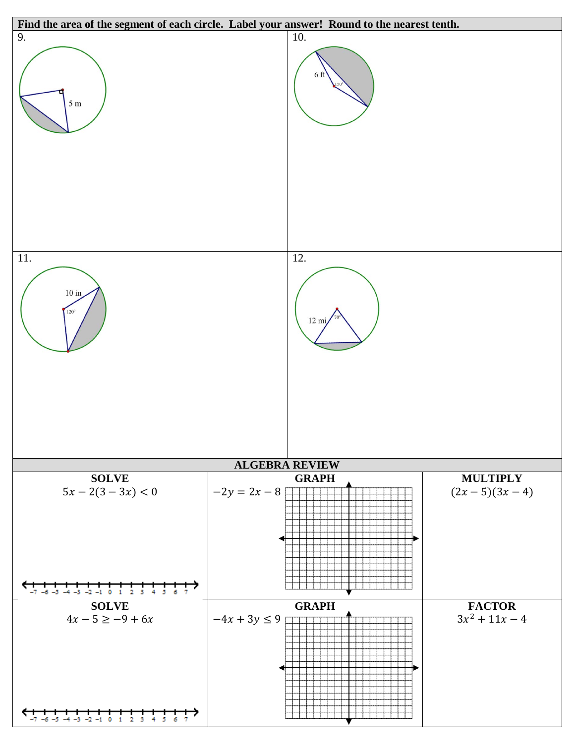**Find the area of the segment of each circle. Label your answer! Round to the nearest tenth.**

9.

5 m

10.

6 ft

150°

11.

10 in

120°

12.

12 mi

70°

## ALGEBRA REVIEW

| SOLVE | GRAPH | MULTIPLY |
|---|---|---|
| $5x - 2(3 - 3x) < 0$ | $-2y = 2x - 8$ | $(2x - 5)(3x - 4)$ |
| **SOLVE** | **GRAPH** | **FACTOR** |
| $4x - 5 \geq -9 + 6x$ | $-4x + 3y \leq 9$ | $3x^2 + 11x - 4$ |

Number lines: −7 −6 −5 −4 −3 −2 −1 0 1 2 3 4 5 6 7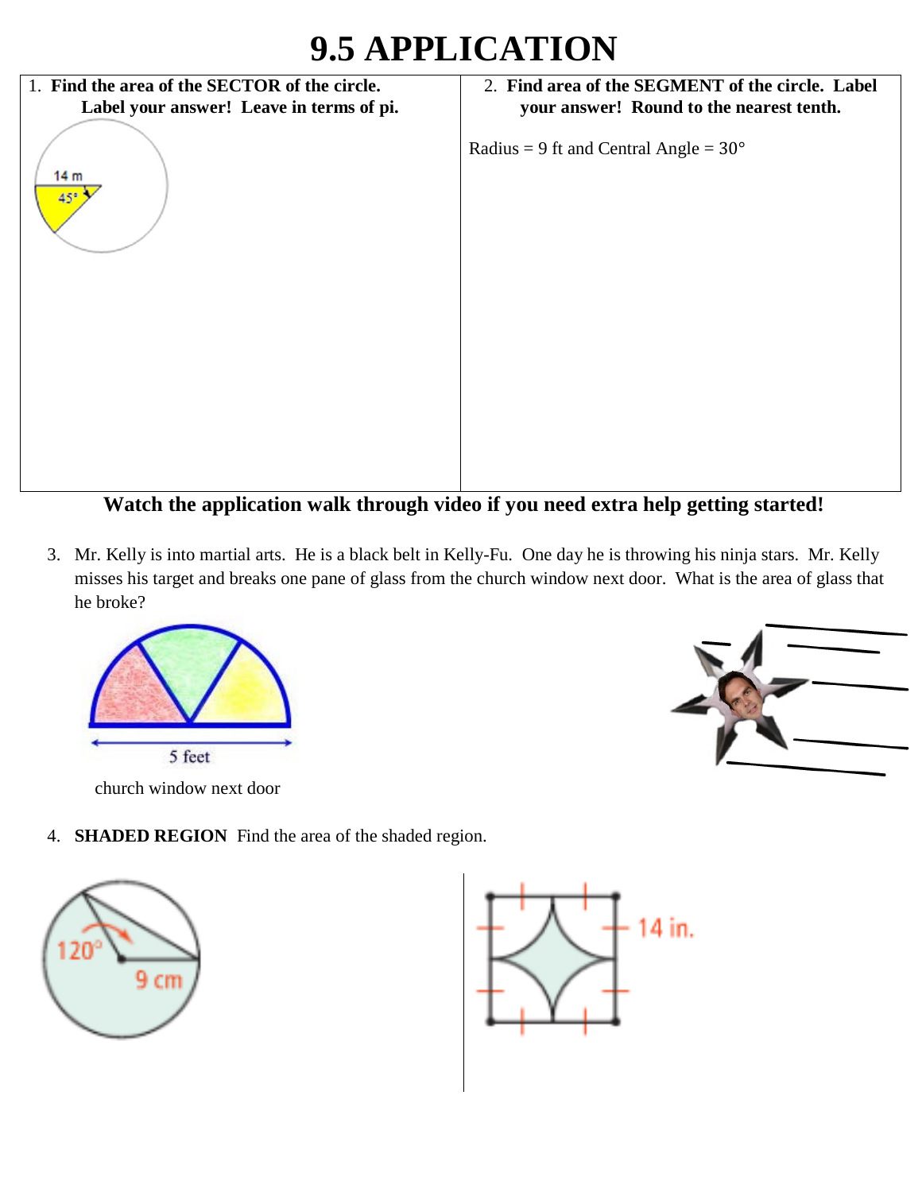# 9.5 APPLICATION

| 1. **Find the area of the SECTOR of the circle. Label your answer! Leave in terms of pi.** | 2. **Find area of the SEGMENT of the circle. Label your answer! Round to the nearest tenth.** |
|---|---|
| 14 m, 45° | Radius = 9 ft and Central Angle = 30° |

**Watch the application walk through video if you need extra help getting started!**

3. Mr. Kelly is into martial arts. He is a black belt in Kelly-Fu. One day he is throwing his ninja stars. Mr. Kelly misses his target and breaks one pane of glass from the church window next door. What is the area of glass that he broke?

5 feet

church window next door

4. **SHADED REGION** Find the area of the shaded region.

120°, 9 cm

14 in.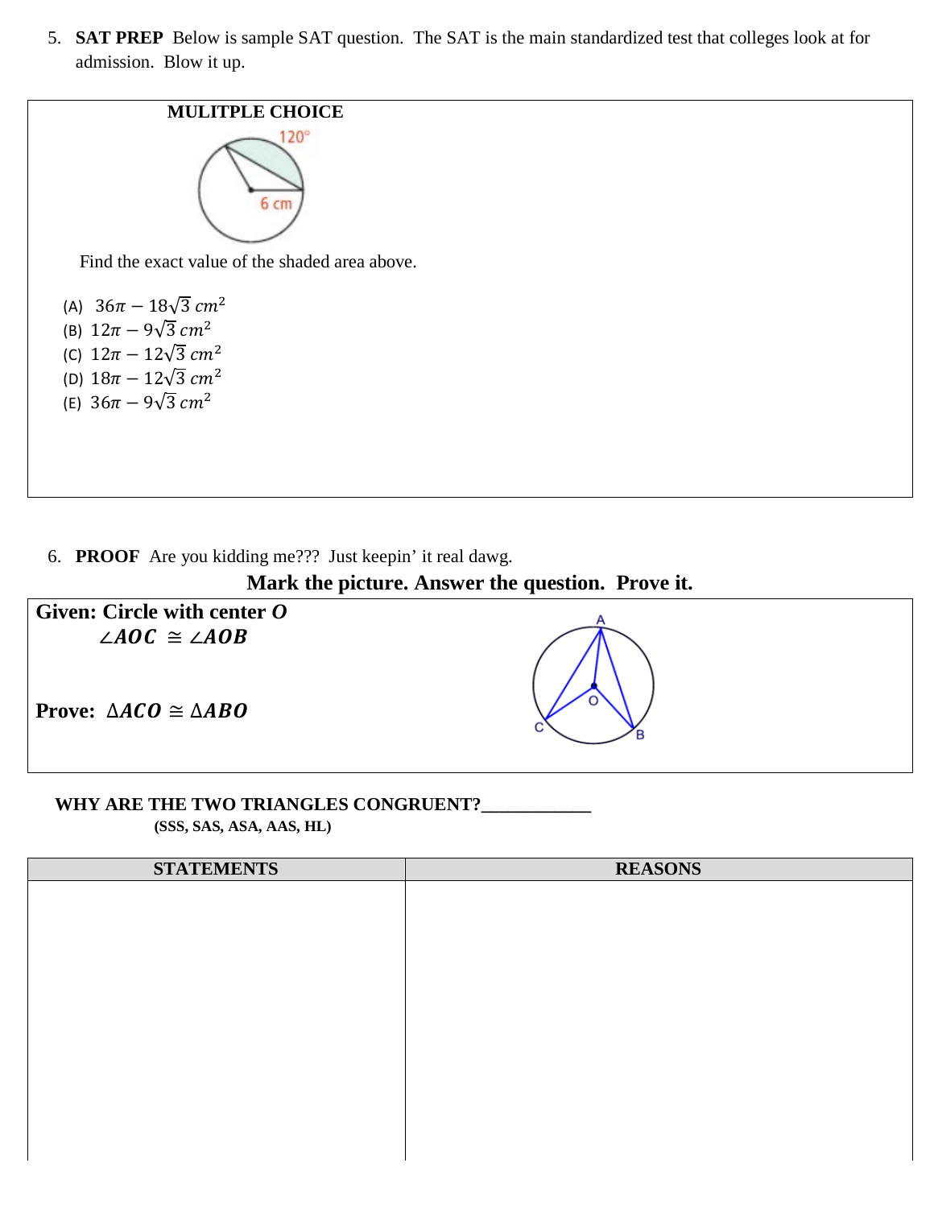5. **SAT PREP** Below is sample SAT question. The SAT is the main standardized test that colleges look at for admission. Blow it up.

**MULITPLE CHOICE**

120°

6 cm

Find the exact value of the shaded area above.

(A) $36\pi - 18\sqrt{3}\ cm^2$
(B) $12\pi - 9\sqrt{3}\ cm^2$
(C) $12\pi - 12\sqrt{3}\ cm^2$
(D) $18\pi - 12\sqrt{3}\ cm^2$
(E) $36\pi - 9\sqrt{3}\ cm^2$

6. **PROOF** Are you kidding me??? Just keepin' it real dawg.

**Mark the picture. Answer the question. Prove it.**

**Given: Circle with center $O$**

$\angle AOC \cong \angle AOB$

**Prove:** $\Delta ACO \cong \Delta ABO$

A

O

C

B

**WHY ARE THE TWO TRIANGLES CONGRUENT?**____________

**(SSS, SAS, ASA, AAS, HL)**

| STATEMENTS | REASONS |
|---|---|
| | |